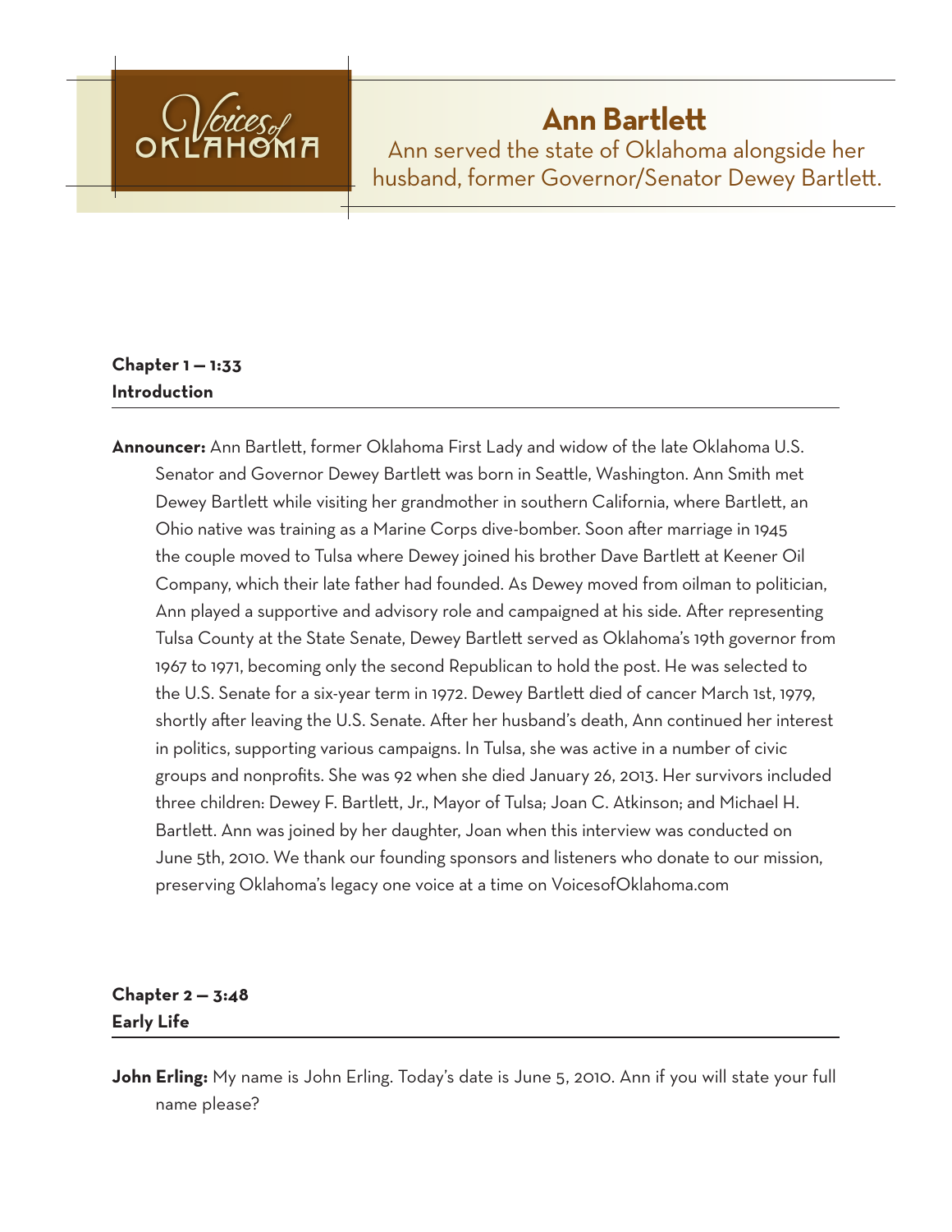Voices of OKLAHOMA

# Ann Bartlett

Ann served the state of Oklahoma alongside her husband, former Governor/Senator Dewey Bartlett.

## Chapter 1 — 1:33
## Introduction

**Announcer:** Ann Bartlett, former Oklahoma First Lady and widow of the late Oklahoma U.S. Senator and Governor Dewey Bartlett was born in Seattle, Washington. Ann Smith met Dewey Bartlett while visiting her grandmother in southern California, where Bartlett, an Ohio native was training as a Marine Corps dive-bomber. Soon after marriage in 1945 the couple moved to Tulsa where Dewey joined his brother Dave Bartlett at Keener Oil Company, which their late father had founded. As Dewey moved from oilman to politician, Ann played a supportive and advisory role and campaigned at his side. After representing Tulsa County at the State Senate, Dewey Bartlett served as Oklahoma's 19th governor from 1967 to 1971, becoming only the second Republican to hold the post. He was selected to the U.S. Senate for a six-year term in 1972. Dewey Bartlett died of cancer March 1st, 1979, shortly after leaving the U.S. Senate. After her husband's death, Ann continued her interest in politics, supporting various campaigns. In Tulsa, she was active in a number of civic groups and nonprofits. She was 92 when she died January 26, 2013. Her survivors included three children: Dewey F. Bartlett, Jr., Mayor of Tulsa; Joan C. Atkinson; and Michael H. Bartlett. Ann was joined by her daughter, Joan when this interview was conducted on June 5th, 2010. We thank our founding sponsors and listeners who donate to our mission, preserving Oklahoma's legacy one voice at a time on VoicesofOklahoma.com

## Chapter 2 — 3:48
## Early Life

**John Erling:** My name is John Erling. Today's date is June 5, 2010. Ann if you will state your full name please?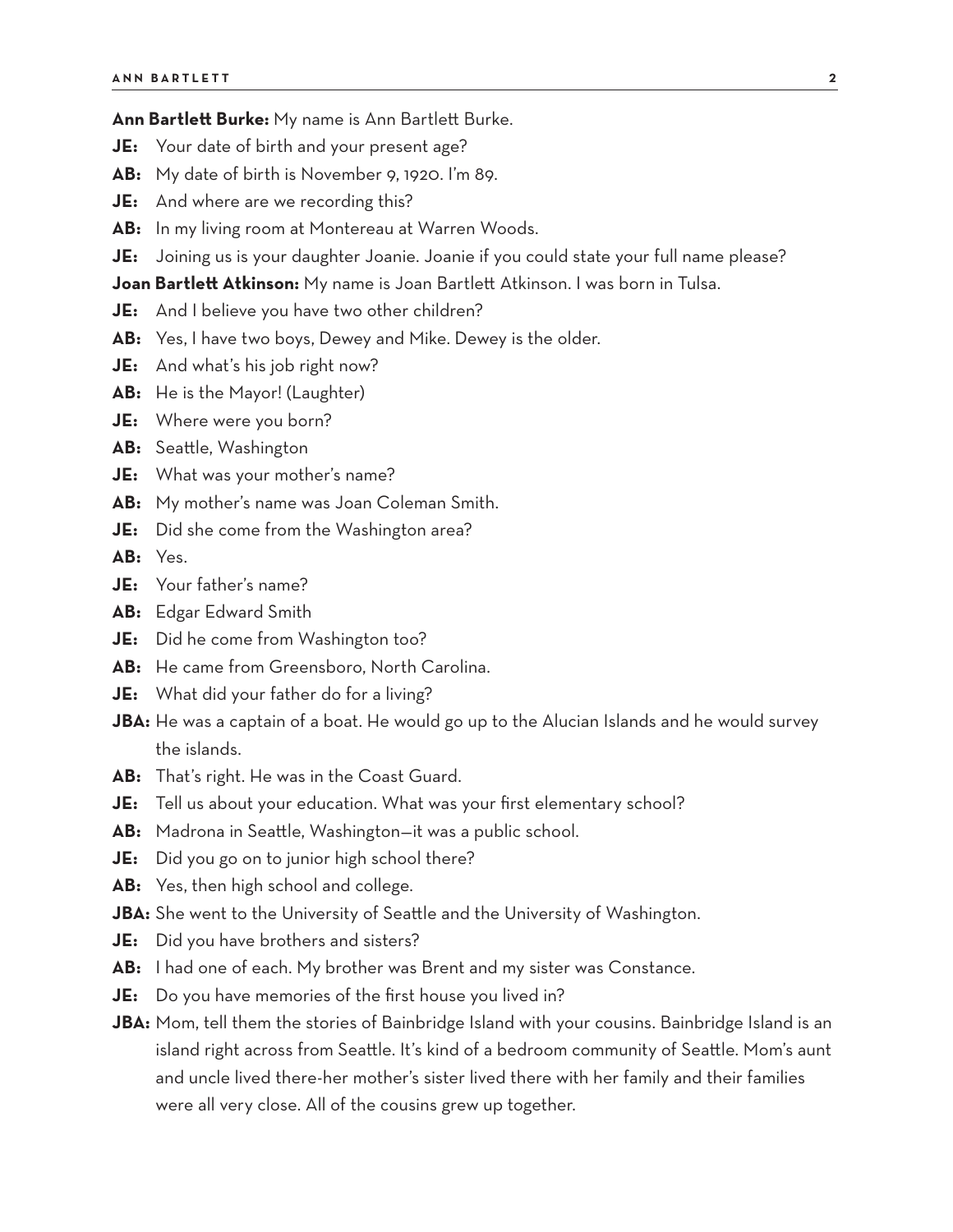**Ann Bartlett Burke:** My name is Ann Bartlett Burke.

**JE:** Your date of birth and your present age?

**AB:** My date of birth is November 9, 1920. I'm 89.

**JE:** And where are we recording this?

**AB:** In my living room at Montereau at Warren Woods.

**JE:** Joining us is your daughter Joanie. Joanie if you could state your full name please?

**Joan Bartlett Atkinson:** My name is Joan Bartlett Atkinson. I was born in Tulsa.

**JE:** And I believe you have two other children?

**AB:** Yes, I have two boys, Dewey and Mike. Dewey is the older.

**JE:** And what's his job right now?

**AB:** He is the Mayor! (Laughter)

**JE:** Where were you born?

**AB:** Seattle, Washington

**JE:** What was your mother's name?

**AB:** My mother's name was Joan Coleman Smith.

**JE:** Did she come from the Washington area?

**AB:** Yes.

**JE:** Your father's name?

**AB:** Edgar Edward Smith

**JE:** Did he come from Washington too?

**AB:** He came from Greensboro, North Carolina.

**JE:** What did your father do for a living?

**JBA:** He was a captain of a boat. He would go up to the Alucian Islands and he would survey the islands.

**AB:** That's right. He was in the Coast Guard.

**JE:** Tell us about your education. What was your first elementary school?

**AB:** Madrona in Seattle, Washington—it was a public school.

**JE:** Did you go on to junior high school there?

**AB:** Yes, then high school and college.

**JBA:** She went to the University of Seattle and the University of Washington.

**JE:** Did you have brothers and sisters?

**AB:** I had one of each. My brother was Brent and my sister was Constance.

**JE:** Do you have memories of the first house you lived in?

**JBA:** Mom, tell them the stories of Bainbridge Island with your cousins. Bainbridge Island is an island right across from Seattle. It's kind of a bedroom community of Seattle. Mom's aunt and uncle lived there-her mother's sister lived there with her family and their families were all very close. All of the cousins grew up together.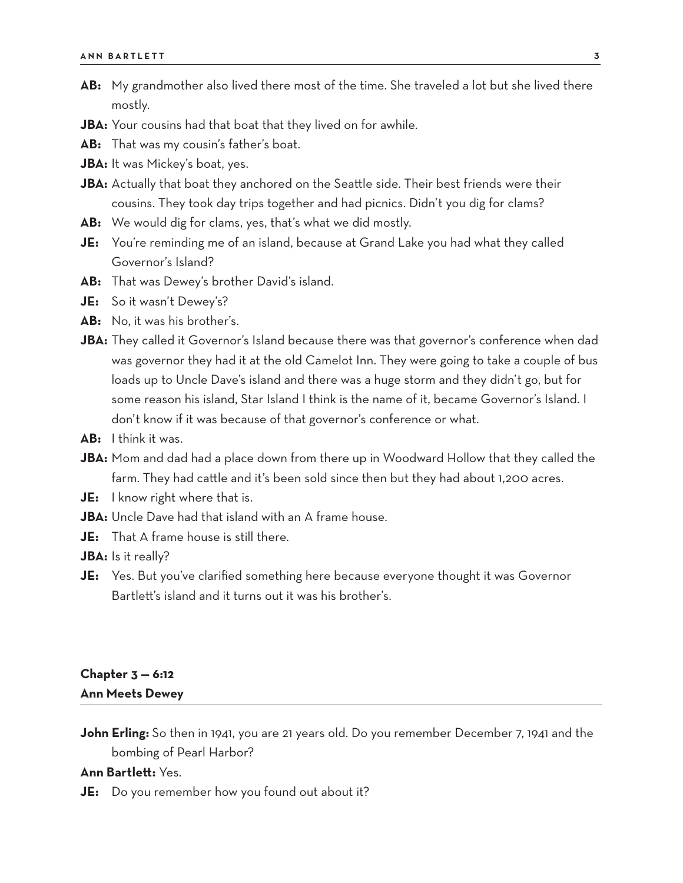**AB:** My grandmother also lived there most of the time. She traveled a lot but she lived there mostly.

**JBA:** Your cousins had that boat that they lived on for awhile.

**AB:** That was my cousin's father's boat.

**JBA:** It was Mickey's boat, yes.

**JBA:** Actually that boat they anchored on the Seattle side. Their best friends were their cousins. They took day trips together and had picnics. Didn't you dig for clams?

**AB:** We would dig for clams, yes, that's what we did mostly.

**JE:** You're reminding me of an island, because at Grand Lake you had what they called Governor's Island?

**AB:** That was Dewey's brother David's island.

**JE:** So it wasn't Dewey's?

**AB:** No, it was his brother's.

**JBA:** They called it Governor's Island because there was that governor's conference when dad was governor they had it at the old Camelot Inn. They were going to take a couple of bus loads up to Uncle Dave's island and there was a huge storm and they didn't go, but for some reason his island, Star Island I think is the name of it, became Governor's Island. I don't know if it was because of that governor's conference or what.

**AB:** I think it was.

**JBA:** Mom and dad had a place down from there up in Woodward Hollow that they called the farm. They had cattle and it's been sold since then but they had about 1,200 acres.

**JE:** I know right where that is.

**JBA:** Uncle Dave had that island with an A frame house.

**JE:** That A frame house is still there.

**JBA:** Is it really?

**JE:** Yes. But you've clarified something here because everyone thought it was Governor Bartlett's island and it turns out it was his brother's.

## Chapter 3 — 6:12
## Ann Meets Dewey

**John Erling:** So then in 1941, you are 21 years old. Do you remember December 7, 1941 and the bombing of Pearl Harbor?

**Ann Bartlett:** Yes.

**JE:** Do you remember how you found out about it?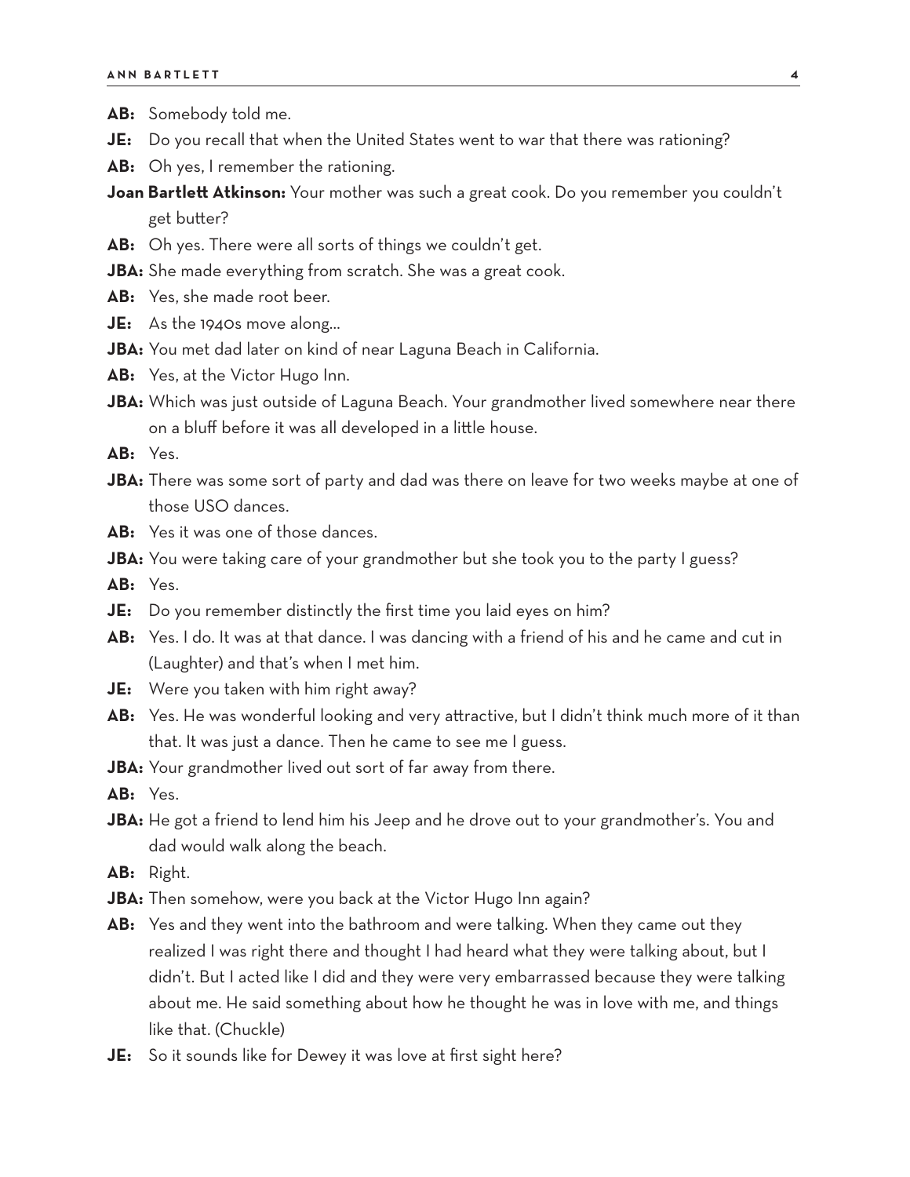**AB:** Somebody told me.

**JE:** Do you recall that when the United States went to war that there was rationing?

**AB:** Oh yes, I remember the rationing.

**Joan Bartlett Atkinson:** Your mother was such a great cook. Do you remember you couldn't get butter?

**AB:** Oh yes. There were all sorts of things we couldn't get.

**JBA:** She made everything from scratch. She was a great cook.

**AB:** Yes, she made root beer.

**JE:** As the 1940s move along…

**JBA:** You met dad later on kind of near Laguna Beach in California.

**AB:** Yes, at the Victor Hugo Inn.

**JBA:** Which was just outside of Laguna Beach. Your grandmother lived somewhere near there on a bluff before it was all developed in a little house.

**AB:** Yes.

**JBA:** There was some sort of party and dad was there on leave for two weeks maybe at one of those USO dances.

**AB:** Yes it was one of those dances.

**JBA:** You were taking care of your grandmother but she took you to the party I guess?

**AB:** Yes.

**JE:** Do you remember distinctly the first time you laid eyes on him?

**AB:** Yes. I do. It was at that dance. I was dancing with a friend of his and he came and cut in (Laughter) and that's when I met him.

**JE:** Were you taken with him right away?

**AB:** Yes. He was wonderful looking and very attractive, but I didn't think much more of it than that. It was just a dance. Then he came to see me I guess.

**JBA:** Your grandmother lived out sort of far away from there.

**AB:** Yes.

**JBA:** He got a friend to lend him his Jeep and he drove out to your grandmother's. You and dad would walk along the beach.

**AB:** Right.

**JBA:** Then somehow, were you back at the Victor Hugo Inn again?

**AB:** Yes and they went into the bathroom and were talking. When they came out they realized I was right there and thought I had heard what they were talking about, but I didn't. But I acted like I did and they were very embarrassed because they were talking about me. He said something about how he thought he was in love with me, and things like that. (Chuckle)

**JE:** So it sounds like for Dewey it was love at first sight here?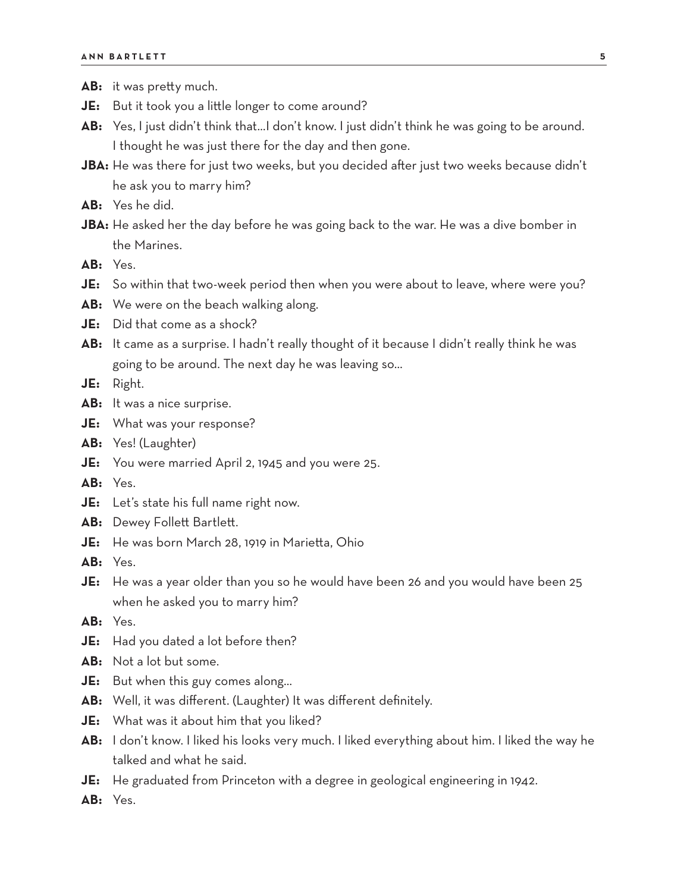**AB:** it was pretty much.

**JE:** But it took you a little longer to come around?

**AB:** Yes, I just didn't think that…I don't know. I just didn't think he was going to be around. I thought he was just there for the day and then gone.

**JBA:** He was there for just two weeks, but you decided after just two weeks because didn't he ask you to marry him?

**AB:** Yes he did.

**JBA:** He asked her the day before he was going back to the war. He was a dive bomber in the Marines.

**AB:** Yes.

**JE:** So within that two-week period then when you were about to leave, where were you?

**AB:** We were on the beach walking along.

**JE:** Did that come as a shock?

**AB:** It came as a surprise. I hadn't really thought of it because I didn't really think he was going to be around. The next day he was leaving so…

**JE:** Right.

**AB:** It was a nice surprise.

**JE:** What was your response?

**AB:** Yes! (Laughter)

**JE:** You were married April 2, 1945 and you were 25.

**AB:** Yes.

**JE:** Let's state his full name right now.

**AB:** Dewey Follett Bartlett.

**JE:** He was born March 28, 1919 in Marietta, Ohio

**AB:** Yes.

**JE:** He was a year older than you so he would have been 26 and you would have been 25 when he asked you to marry him?

**AB:** Yes.

**JE:** Had you dated a lot before then?

**AB:** Not a lot but some.

**JE:** But when this guy comes along…

**AB:** Well, it was different. (Laughter) It was different definitely.

**JE:** What was it about him that you liked?

**AB:** I don't know. I liked his looks very much. I liked everything about him. I liked the way he talked and what he said.

**JE:** He graduated from Princeton with a degree in geological engineering in 1942.

**AB:** Yes.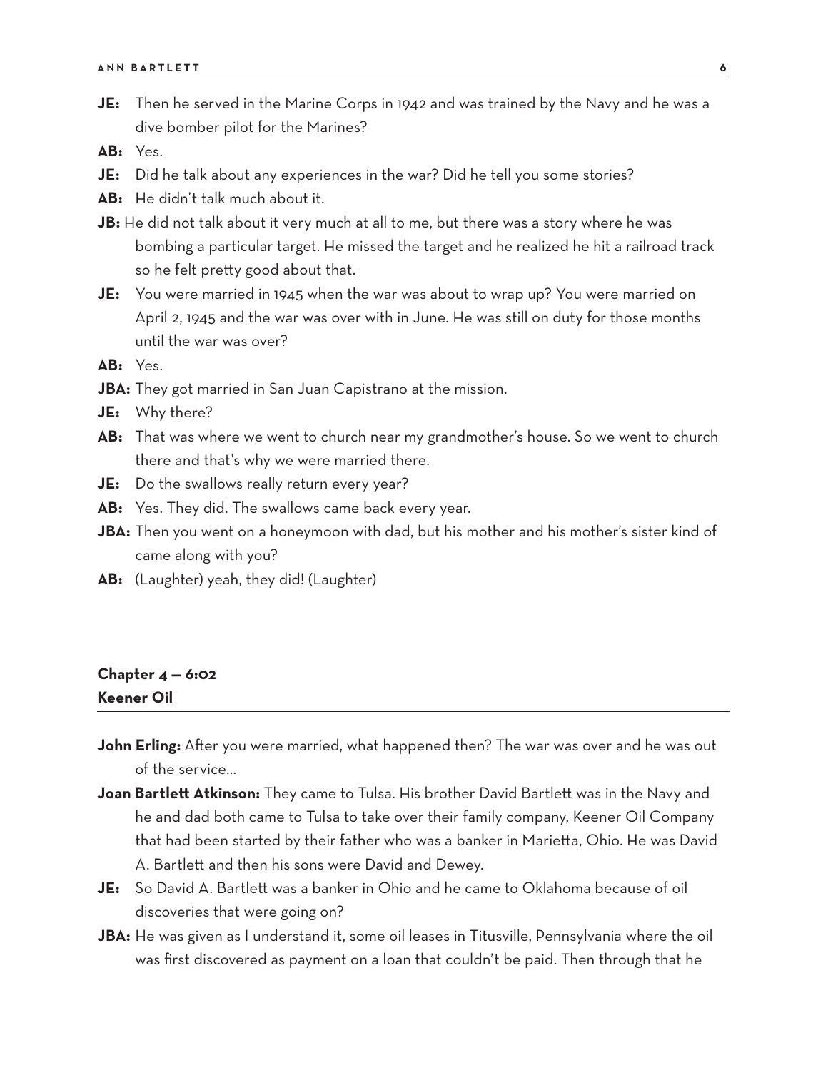**JE:** Then he served in the Marine Corps in 1942 and was trained by the Navy and he was a dive bomber pilot for the Marines?

**AB:** Yes.

**JE:** Did he talk about any experiences in the war? Did he tell you some stories?

**AB:** He didn't talk much about it.

**JB:** He did not talk about it very much at all to me, but there was a story where he was bombing a particular target. He missed the target and he realized he hit a railroad track so he felt pretty good about that.

**JE:** You were married in 1945 when the war was about to wrap up? You were married on April 2, 1945 and the war was over with in June. He was still on duty for those months until the war was over?

**AB:** Yes.

**JBA:** They got married in San Juan Capistrano at the mission.

**JE:** Why there?

**AB:** That was where we went to church near my grandmother's house. So we went to church there and that's why we were married there.

**JE:** Do the swallows really return every year?

**AB:** Yes. They did. The swallows came back every year.

**JBA:** Then you went on a honeymoon with dad, but his mother and his mother's sister kind of came along with you?

**AB:** (Laughter) yeah, they did! (Laughter)

## Chapter 4 — 6:02
## Keener Oil

**John Erling:** After you were married, what happened then? The war was over and he was out of the service...

**Joan Bartlett Atkinson:** They came to Tulsa. His brother David Bartlett was in the Navy and he and dad both came to Tulsa to take over their family company, Keener Oil Company that had been started by their father who was a banker in Marietta, Ohio. He was David A. Bartlett and then his sons were David and Dewey.

**JE:** So David A. Bartlett was a banker in Ohio and he came to Oklahoma because of oil discoveries that were going on?

**JBA:** He was given as I understand it, some oil leases in Titusville, Pennsylvania where the oil was first discovered as payment on a loan that couldn't be paid. Then through that he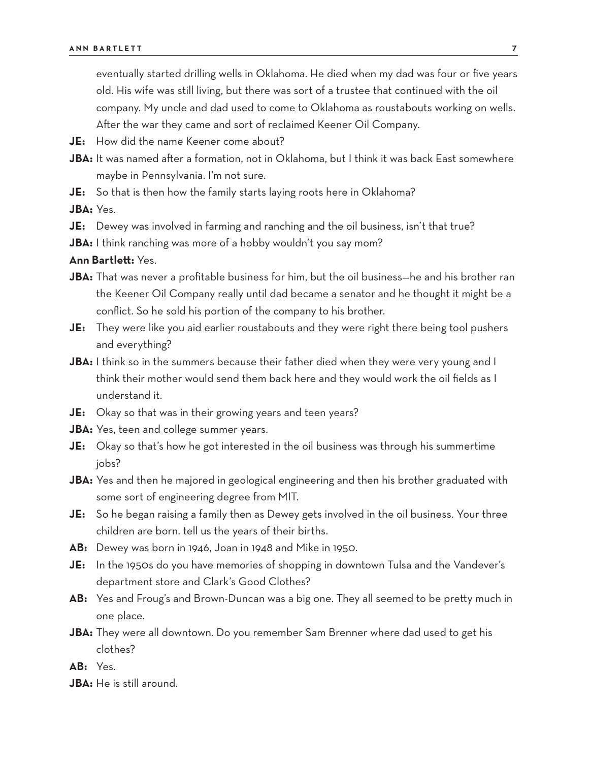eventually started drilling wells in Oklahoma. He died when my dad was four or five years old. His wife was still living, but there was sort of a trustee that continued with the oil company. My uncle and dad used to come to Oklahoma as roustabouts working on wells. After the war they came and sort of reclaimed Keener Oil Company.

**JE:** How did the name Keener come about?

**JBA:** It was named after a formation, not in Oklahoma, but I think it was back East somewhere maybe in Pennsylvania. I'm not sure.

**JE:** So that is then how the family starts laying roots here in Oklahoma?

**JBA:** Yes.

**JE:** Dewey was involved in farming and ranching and the oil business, isn't that true?

**JBA:** I think ranching was more of a hobby wouldn't you say mom?

**Ann Bartlett:** Yes.

**JBA:** That was never a profitable business for him, but the oil business—he and his brother ran the Keener Oil Company really until dad became a senator and he thought it might be a conflict. So he sold his portion of the company to his brother.

**JE:** They were like you aid earlier roustabouts and they were right there being tool pushers and everything?

**JBA:** I think so in the summers because their father died when they were very young and I think their mother would send them back here and they would work the oil fields as I understand it.

**JE:** Okay so that was in their growing years and teen years?

**JBA:** Yes, teen and college summer years.

**JE:** Okay so that's how he got interested in the oil business was through his summertime jobs?

**JBA:** Yes and then he majored in geological engineering and then his brother graduated with some sort of engineering degree from MIT.

**JE:** So he began raising a family then as Dewey gets involved in the oil business. Your three children are born. tell us the years of their births.

**AB:** Dewey was born in 1946, Joan in 1948 and Mike in 1950.

**JE:** In the 1950s do you have memories of shopping in downtown Tulsa and the Vandever's department store and Clark's Good Clothes?

**AB:** Yes and Froug's and Brown-Duncan was a big one. They all seemed to be pretty much in one place.

**JBA:** They were all downtown. Do you remember Sam Brenner where dad used to get his clothes?

**AB:** Yes.

**JBA:** He is still around.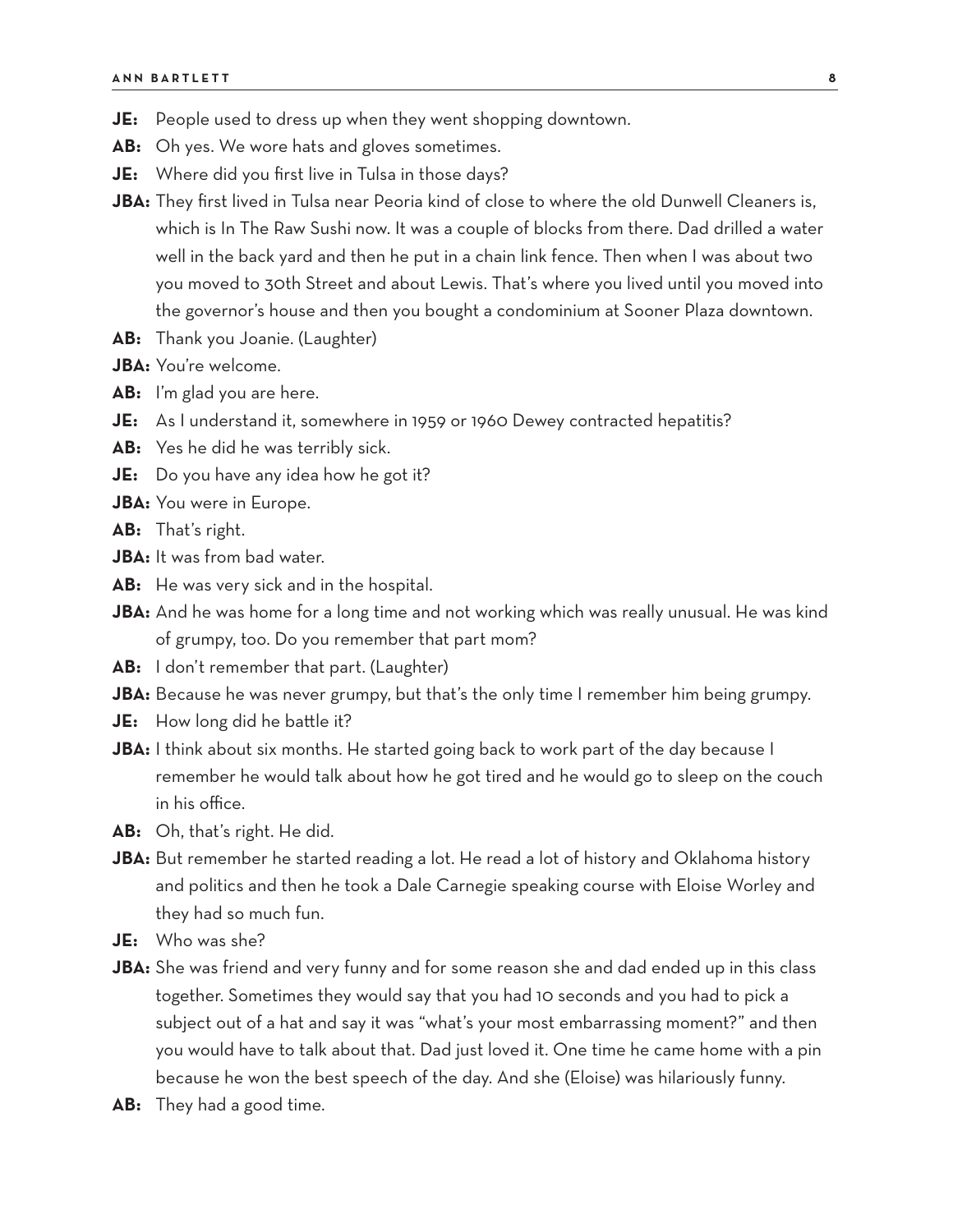**JE:** People used to dress up when they went shopping downtown.

**AB:** Oh yes. We wore hats and gloves sometimes.

**JE:** Where did you first live in Tulsa in those days?

**JBA:** They first lived in Tulsa near Peoria kind of close to where the old Dunwell Cleaners is, which is In The Raw Sushi now. It was a couple of blocks from there. Dad drilled a water well in the back yard and then he put in a chain link fence. Then when I was about two you moved to 30th Street and about Lewis. That's where you lived until you moved into the governor's house and then you bought a condominium at Sooner Plaza downtown.

**AB:** Thank you Joanie. (Laughter)

**JBA:** You're welcome.

**AB:** I'm glad you are here.

**JE:** As I understand it, somewhere in 1959 or 1960 Dewey contracted hepatitis?

**AB:** Yes he did he was terribly sick.

**JE:** Do you have any idea how he got it?

**JBA:** You were in Europe.

**AB:** That's right.

**JBA:** It was from bad water.

**AB:** He was very sick and in the hospital.

**JBA:** And he was home for a long time and not working which was really unusual. He was kind of grumpy, too. Do you remember that part mom?

**AB:** I don't remember that part. (Laughter)

**JBA:** Because he was never grumpy, but that's the only time I remember him being grumpy.

**JE:** How long did he battle it?

**JBA:** I think about six months. He started going back to work part of the day because I remember he would talk about how he got tired and he would go to sleep on the couch in his office.

**AB:** Oh, that's right. He did.

**JBA:** But remember he started reading a lot. He read a lot of history and Oklahoma history and politics and then he took a Dale Carnegie speaking course with Eloise Worley and they had so much fun.

**JE:** Who was she?

**JBA:** She was friend and very funny and for some reason she and dad ended up in this class together. Sometimes they would say that you had 10 seconds and you had to pick a subject out of a hat and say it was "what's your most embarrassing moment?" and then you would have to talk about that. Dad just loved it. One time he came home with a pin because he won the best speech of the day. And she (Eloise) was hilariously funny.

**AB:** They had a good time.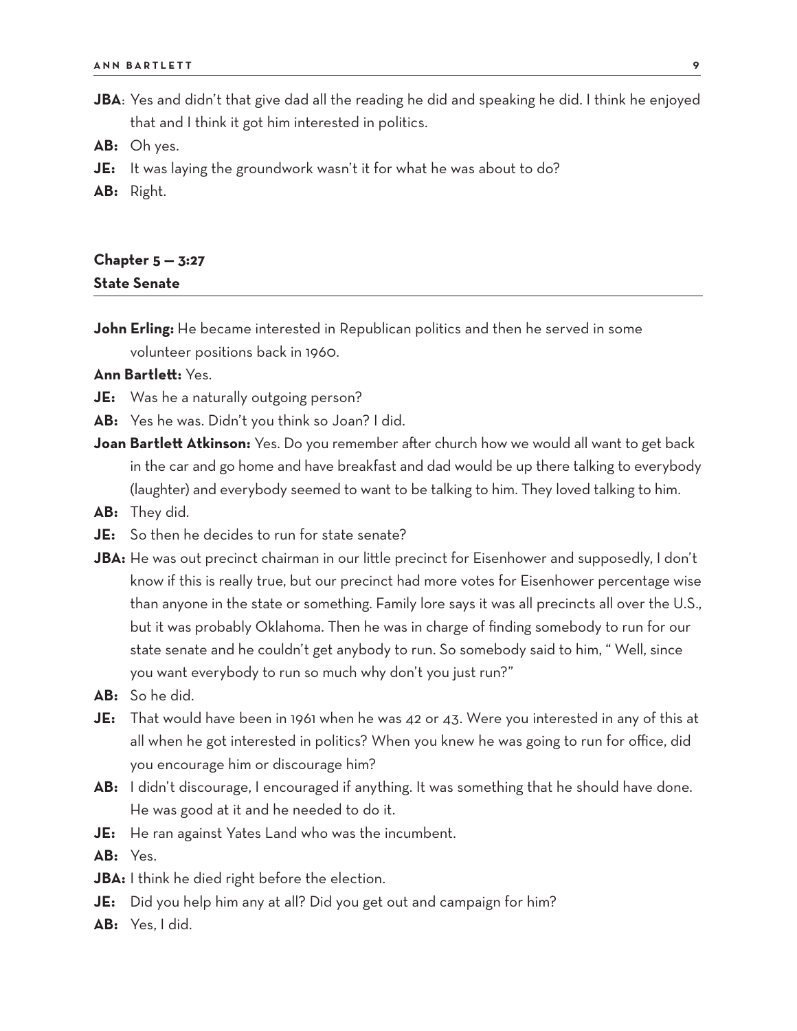**JBA**: Yes and didn't that give dad all the reading he did and speaking he did. I think he enjoyed that and I think it got him interested in politics.

**AB:** Oh yes.

**JE:** It was laying the groundwork wasn't it for what he was about to do?

**AB:** Right.

## Chapter 5 — 3:27
## State Senate

**John Erling:** He became interested in Republican politics and then he served in some volunteer positions back in 1960.

**Ann Bartlett:** Yes.

**JE:** Was he a naturally outgoing person?

**AB:** Yes he was. Didn't you think so Joan? I did.

**Joan Bartlett Atkinson:** Yes. Do you remember after church how we would all want to get back in the car and go home and have breakfast and dad would be up there talking to everybody (laughter) and everybody seemed to want to be talking to him. They loved talking to him.

**AB:** They did.

**JE:** So then he decides to run for state senate?

**JBA:** He was out precinct chairman in our little precinct for Eisenhower and supposedly, I don't know if this is really true, but our precinct had more votes for Eisenhower percentage wise than anyone in the state or something. Family lore says it was all precincts all over the U.S., but it was probably Oklahoma. Then he was in charge of finding somebody to run for our state senate and he couldn't get anybody to run. So somebody said to him, " Well, since you want everybody to run so much why don't you just run?"

**AB:** So he did.

**JE:** That would have been in 1961 when he was 42 or 43. Were you interested in any of this at all when he got interested in politics? When you knew he was going to run for office, did you encourage him or discourage him?

**AB:** I didn't discourage, I encouraged if anything. It was something that he should have done. He was good at it and he needed to do it.

**JE:** He ran against Yates Land who was the incumbent.

**AB:** Yes.

**JBA:** I think he died right before the election.

**JE:** Did you help him any at all? Did you get out and campaign for him?

**AB:** Yes, I did.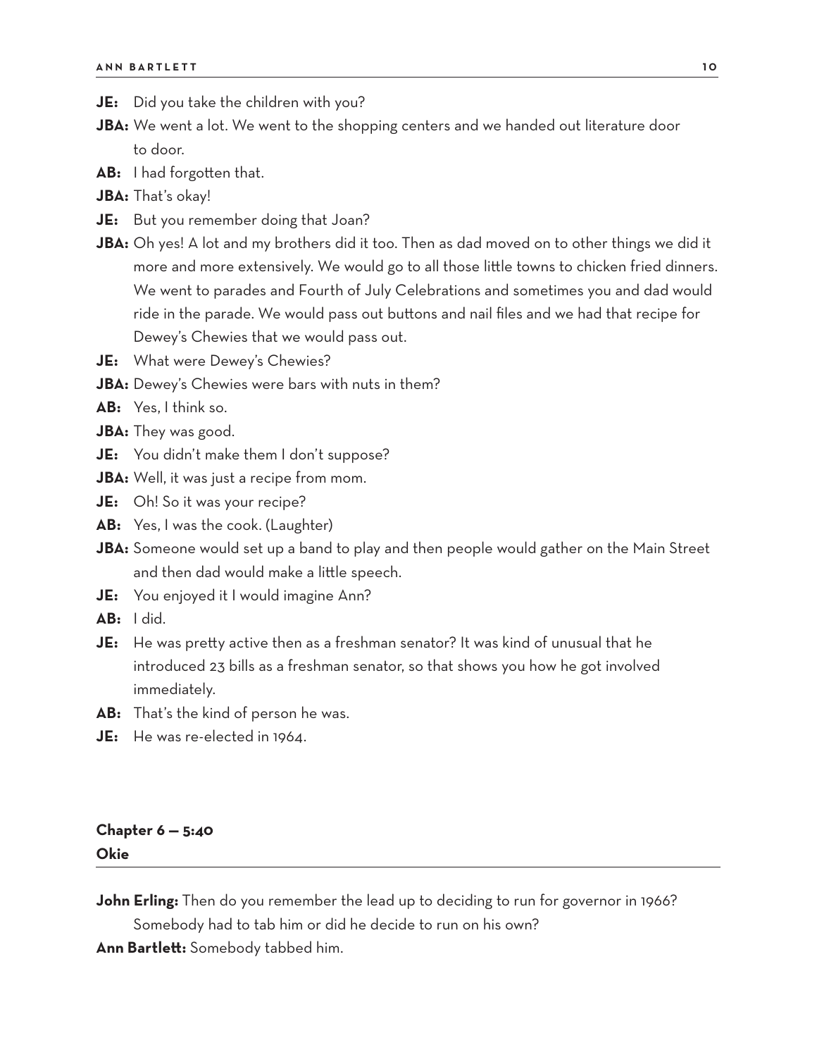**JE:** Did you take the children with you?

**JBA:** We went a lot. We went to the shopping centers and we handed out literature door to door.

**AB:** I had forgotten that.

**JBA:** That's okay!

**JE:** But you remember doing that Joan?

**JBA:** Oh yes! A lot and my brothers did it too. Then as dad moved on to other things we did it more and more extensively. We would go to all those little towns to chicken fried dinners. We went to parades and Fourth of July Celebrations and sometimes you and dad would ride in the parade. We would pass out buttons and nail files and we had that recipe for Dewey's Chewies that we would pass out.

**JE:** What were Dewey's Chewies?

**JBA:** Dewey's Chewies were bars with nuts in them?

**AB:** Yes, I think so.

**JBA:** They was good.

**JE:** You didn't make them I don't suppose?

**JBA:** Well, it was just a recipe from mom.

**JE:** Oh! So it was your recipe?

**AB:** Yes, I was the cook. (Laughter)

**JBA:** Someone would set up a band to play and then people would gather on the Main Street and then dad would make a little speech.

**JE:** You enjoyed it I would imagine Ann?

**AB:** I did.

**JE:** He was pretty active then as a freshman senator? It was kind of unusual that he introduced 23 bills as a freshman senator, so that shows you how he got involved immediately.

**AB:** That's the kind of person he was.

**JE:** He was re-elected in 1964.

## Chapter 6 — 5:40
## Okie

**John Erling:** Then do you remember the lead up to deciding to run for governor in 1966? Somebody had to tab him or did he decide to run on his own?

**Ann Bartlett:** Somebody tabbed him.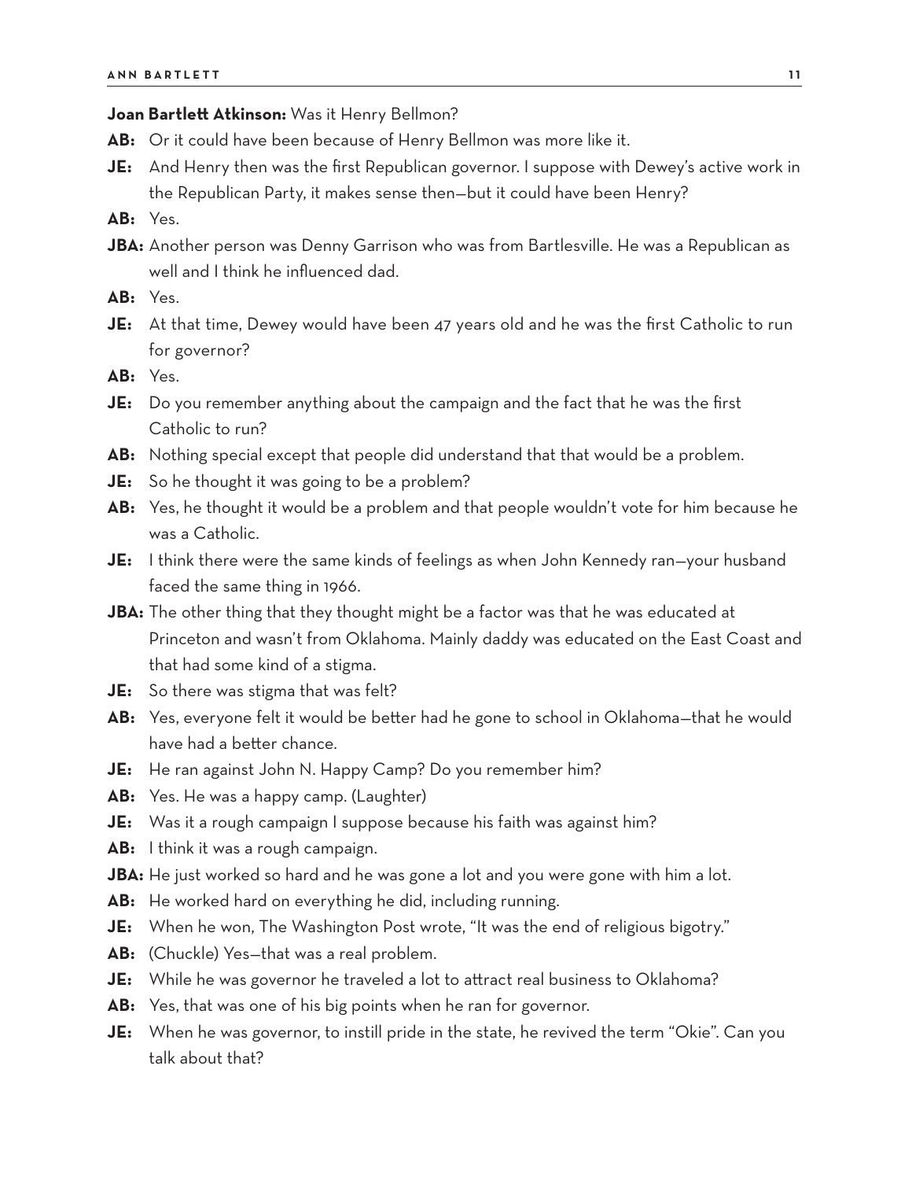**Joan Bartlett Atkinson:** Was it Henry Bellmon?

**AB:** Or it could have been because of Henry Bellmon was more like it.

**JE:** And Henry then was the first Republican governor. I suppose with Dewey's active work in the Republican Party, it makes sense then—but it could have been Henry?

**AB:** Yes.

**JBA:** Another person was Denny Garrison who was from Bartlesville. He was a Republican as well and I think he influenced dad.

**AB:** Yes.

**JE:** At that time, Dewey would have been 47 years old and he was the first Catholic to run for governor?

**AB:** Yes.

**JE:** Do you remember anything about the campaign and the fact that he was the first Catholic to run?

**AB:** Nothing special except that people did understand that that would be a problem.

**JE:** So he thought it was going to be a problem?

**AB:** Yes, he thought it would be a problem and that people wouldn't vote for him because he was a Catholic.

**JE:** I think there were the same kinds of feelings as when John Kennedy ran—your husband faced the same thing in 1966.

**JBA:** The other thing that they thought might be a factor was that he was educated at Princeton and wasn't from Oklahoma. Mainly daddy was educated on the East Coast and that had some kind of a stigma.

**JE:** So there was stigma that was felt?

**AB:** Yes, everyone felt it would be better had he gone to school in Oklahoma—that he would have had a better chance.

**JE:** He ran against John N. Happy Camp? Do you remember him?

**AB:** Yes. He was a happy camp. (Laughter)

**JE:** Was it a rough campaign I suppose because his faith was against him?

**AB:** I think it was a rough campaign.

**JBA:** He just worked so hard and he was gone a lot and you were gone with him a lot.

**AB:** He worked hard on everything he did, including running.

**JE:** When he won, The Washington Post wrote, "It was the end of religious bigotry."

**AB:** (Chuckle) Yes—that was a real problem.

**JE:** While he was governor he traveled a lot to attract real business to Oklahoma?

**AB:** Yes, that was one of his big points when he ran for governor.

**JE:** When he was governor, to instill pride in the state, he revived the term "Okie". Can you talk about that?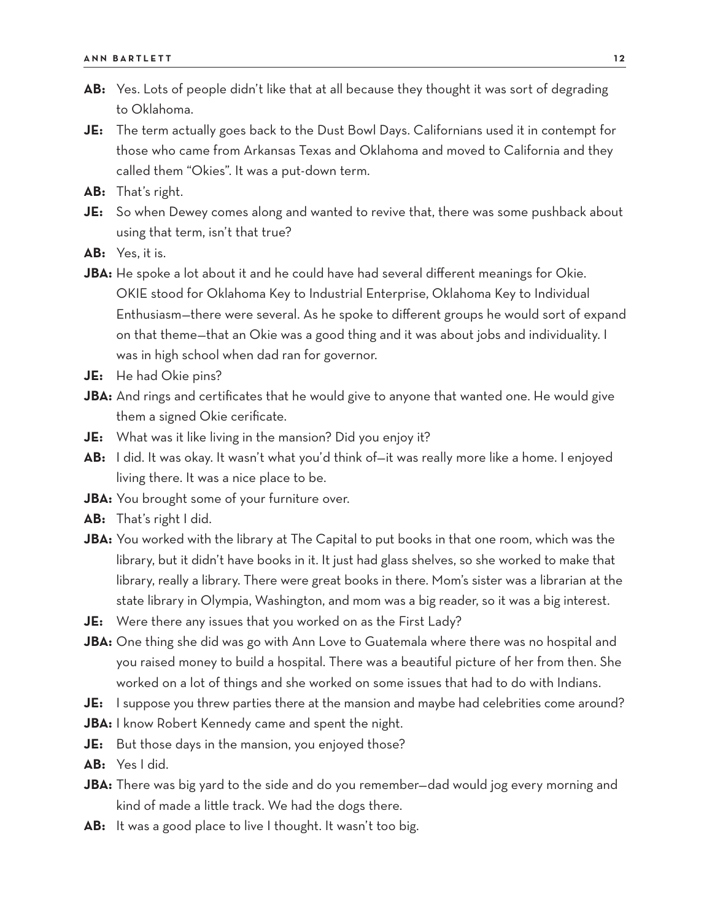**AB:** Yes. Lots of people didn't like that at all because they thought it was sort of degrading to Oklahoma.

**JE:** The term actually goes back to the Dust Bowl Days. Californians used it in contempt for those who came from Arkansas Texas and Oklahoma and moved to California and they called them "Okies". It was a put-down term.

**AB:** That's right.

**JE:** So when Dewey comes along and wanted to revive that, there was some pushback about using that term, isn't that true?

**AB:** Yes, it is.

**JBA:** He spoke a lot about it and he could have had several different meanings for Okie. OKIE stood for Oklahoma Key to Industrial Enterprise, Oklahoma Key to Individual Enthusiasm—there were several. As he spoke to different groups he would sort of expand on that theme—that an Okie was a good thing and it was about jobs and individuality. I was in high school when dad ran for governor.

**JE:** He had Okie pins?

**JBA:** And rings and certificates that he would give to anyone that wanted one. He would give them a signed Okie cerificate.

**JE:** What was it like living in the mansion? Did you enjoy it?

**AB:** I did. It was okay. It wasn't what you'd think of—it was really more like a home. I enjoyed living there. It was a nice place to be.

**JBA:** You brought some of your furniture over.

**AB:** That's right I did.

**JBA:** You worked with the library at The Capital to put books in that one room, which was the library, but it didn't have books in it. It just had glass shelves, so she worked to make that library, really a library. There were great books in there. Mom's sister was a librarian at the state library in Olympia, Washington, and mom was a big reader, so it was a big interest.

**JE:** Were there any issues that you worked on as the First Lady?

**JBA:** One thing she did was go with Ann Love to Guatemala where there was no hospital and you raised money to build a hospital. There was a beautiful picture of her from then. She worked on a lot of things and she worked on some issues that had to do with Indians.

**JE:** I suppose you threw parties there at the mansion and maybe had celebrities come around?

**JBA:** I know Robert Kennedy came and spent the night.

**JE:** But those days in the mansion, you enjoyed those?

**AB:** Yes I did.

**JBA:** There was big yard to the side and do you remember—dad would jog every morning and kind of made a little track. We had the dogs there.

**AB:** It was a good place to live I thought. It wasn't too big.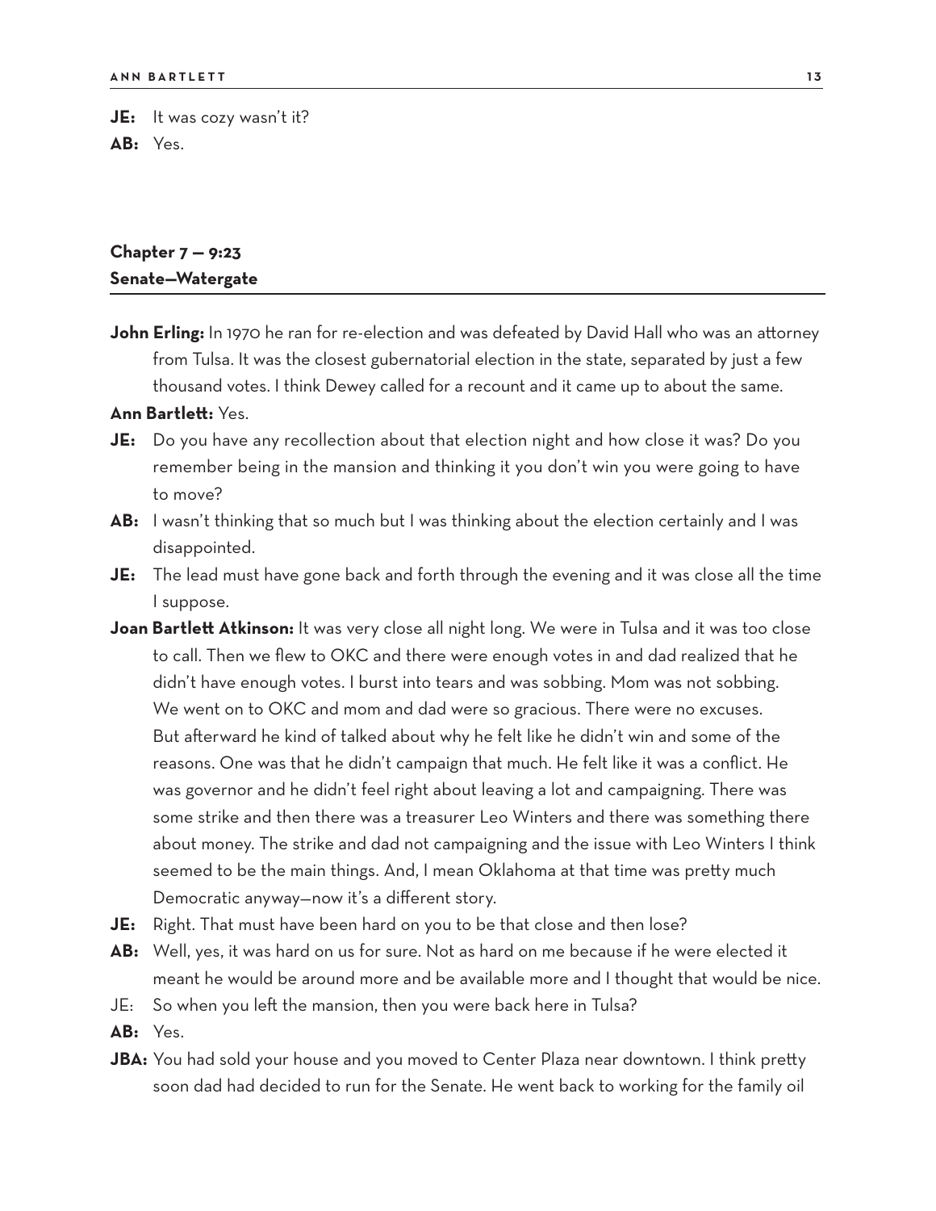**JE:** It was cozy wasn't it?

**AB:** Yes.

## Chapter 7 — 9:23
## Senate—Watergate

**John Erling:** In 1970 he ran for re-election and was defeated by David Hall who was an attorney from Tulsa. It was the closest gubernatorial election in the state, separated by just a few thousand votes. I think Dewey called for a recount and it came up to about the same.

**Ann Bartlett:** Yes.

**JE:** Do you have any recollection about that election night and how close it was? Do you remember being in the mansion and thinking it you don't win you were going to have to move?

**AB:** I wasn't thinking that so much but I was thinking about the election certainly and I was disappointed.

**JE:** The lead must have gone back and forth through the evening and it was close all the time I suppose.

**Joan Bartlett Atkinson:** It was very close all night long. We were in Tulsa and it was too close to call. Then we flew to OKC and there were enough votes in and dad realized that he didn't have enough votes. I burst into tears and was sobbing. Mom was not sobbing. We went on to OKC and mom and dad were so gracious. There were no excuses. But afterward he kind of talked about why he felt like he didn't win and some of the reasons. One was that he didn't campaign that much. He felt like it was a conflict. He was governor and he didn't feel right about leaving a lot and campaigning. There was some strike and then there was a treasurer Leo Winters and there was something there about money. The strike and dad not campaigning and the issue with Leo Winters I think seemed to be the main things. And, I mean Oklahoma at that time was pretty much Democratic anyway—now it's a different story.

**JE:** Right. That must have been hard on you to be that close and then lose?

**AB:** Well, yes, it was hard on us for sure. Not as hard on me because if he were elected it meant he would be around more and be available more and I thought that would be nice.

JE: So when you left the mansion, then you were back here in Tulsa?

**AB:** Yes.

**JBA:** You had sold your house and you moved to Center Plaza near downtown. I think pretty soon dad had decided to run for the Senate. He went back to working for the family oil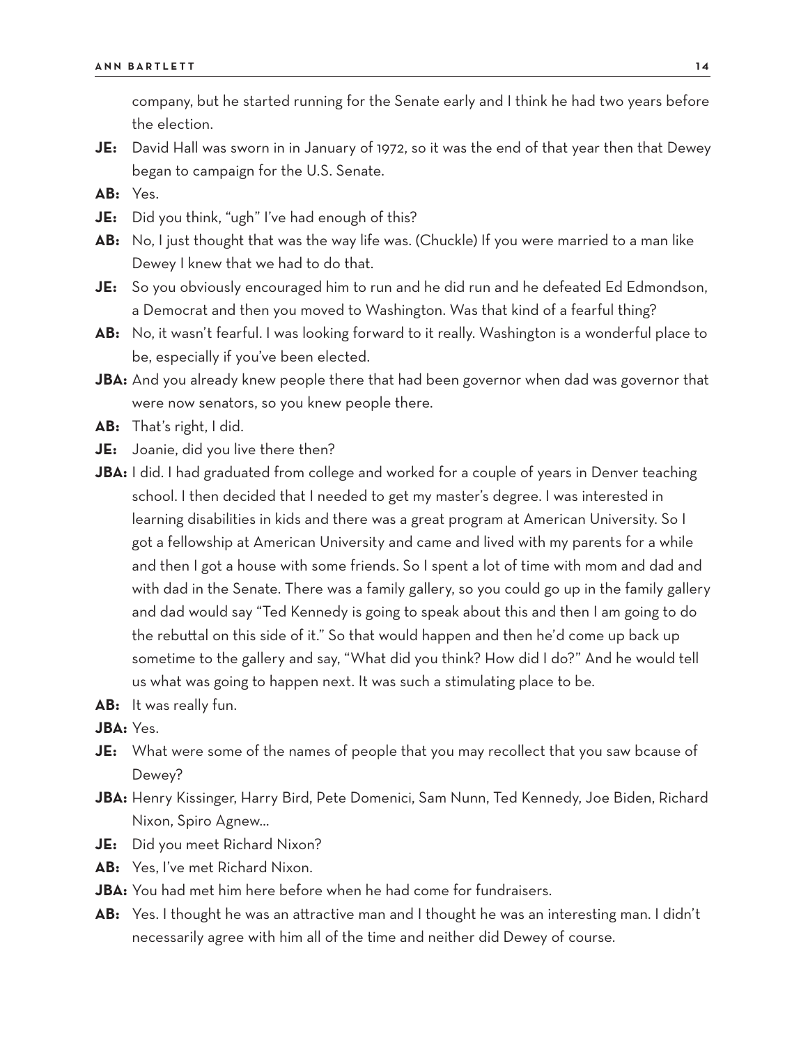company, but he started running for the Senate early and I think he had two years before the election.

**JE:** David Hall was sworn in in January of 1972, so it was the end of that year then that Dewey began to campaign for the U.S. Senate.

**AB:** Yes.

**JE:** Did you think, "ugh" I've had enough of this?

**AB:** No, I just thought that was the way life was. (Chuckle) If you were married to a man like Dewey I knew that we had to do that.

**JE:** So you obviously encouraged him to run and he did run and he defeated Ed Edmondson, a Democrat and then you moved to Washington. Was that kind of a fearful thing?

**AB:** No, it wasn't fearful. I was looking forward to it really. Washington is a wonderful place to be, especially if you've been elected.

**JBA:** And you already knew people there that had been governor when dad was governor that were now senators, so you knew people there.

**AB:** That's right, I did.

**JE:** Joanie, did you live there then?

**JBA:** I did. I had graduated from college and worked for a couple of years in Denver teaching school. I then decided that I needed to get my master's degree. I was interested in learning disabilities in kids and there was a great program at American University. So I got a fellowship at American University and came and lived with my parents for a while and then I got a house with some friends. So I spent a lot of time with mom and dad and with dad in the Senate. There was a family gallery, so you could go up in the family gallery and dad would say "Ted Kennedy is going to speak about this and then I am going to do the rebuttal on this side of it." So that would happen and then he'd come up back up sometime to the gallery and say, "What did you think? How did I do?" And he would tell us what was going to happen next. It was such a stimulating place to be.

**AB:** It was really fun.

**JBA:** Yes.

**JE:** What were some of the names of people that you may recollect that you saw bcause of Dewey?

**JBA:** Henry Kissinger, Harry Bird, Pete Domenici, Sam Nunn, Ted Kennedy, Joe Biden, Richard Nixon, Spiro Agnew…

**JE:** Did you meet Richard Nixon?

**AB:** Yes, I've met Richard Nixon.

**JBA:** You had met him here before when he had come for fundraisers.

**AB:** Yes. I thought he was an attractive man and I thought he was an interesting man. I didn't necessarily agree with him all of the time and neither did Dewey of course.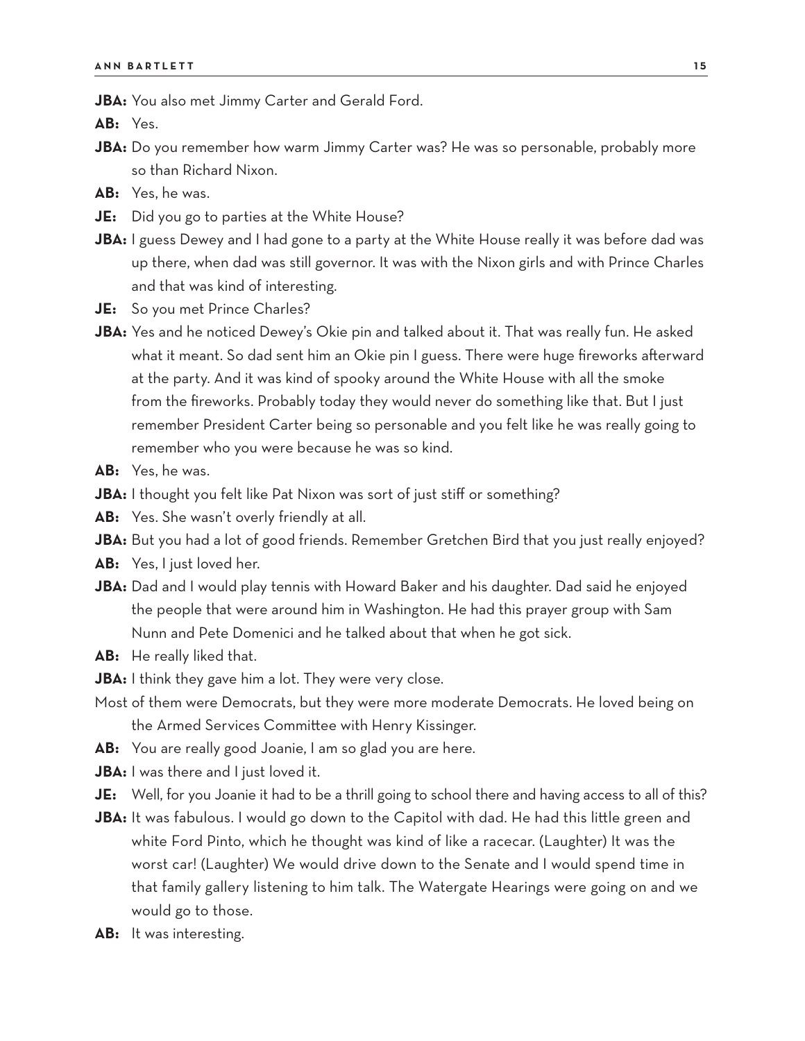**JBA:** You also met Jimmy Carter and Gerald Ford.

**AB:** Yes.

**JBA:** Do you remember how warm Jimmy Carter was? He was so personable, probably more so than Richard Nixon.

**AB:** Yes, he was.

**JE:** Did you go to parties at the White House?

**JBA:** I guess Dewey and I had gone to a party at the White House really it was before dad was up there, when dad was still governor. It was with the Nixon girls and with Prince Charles and that was kind of interesting.

**JE:** So you met Prince Charles?

**JBA:** Yes and he noticed Dewey's Okie pin and talked about it. That was really fun. He asked what it meant. So dad sent him an Okie pin I guess. There were huge fireworks afterward at the party. And it was kind of spooky around the White House with all the smoke from the fireworks. Probably today they would never do something like that. But I just remember President Carter being so personable and you felt like he was really going to remember who you were because he was so kind.

**AB:** Yes, he was.

**JBA:** I thought you felt like Pat Nixon was sort of just stiff or something?

**AB:** Yes. She wasn't overly friendly at all.

**JBA:** But you had a lot of good friends. Remember Gretchen Bird that you just really enjoyed?

**AB:** Yes, I just loved her.

**JBA:** Dad and I would play tennis with Howard Baker and his daughter. Dad said he enjoyed the people that were around him in Washington. He had this prayer group with Sam Nunn and Pete Domenici and he talked about that when he got sick.

**AB:** He really liked that.

**JBA:** I think they gave him a lot. They were very close.

Most of them were Democrats, but they were more moderate Democrats. He loved being on the Armed Services Committee with Henry Kissinger.

**AB:** You are really good Joanie, I am so glad you are here.

**JBA:** I was there and I just loved it.

**JE:** Well, for you Joanie it had to be a thrill going to school there and having access to all of this?

**JBA:** It was fabulous. I would go down to the Capitol with dad. He had this little green and white Ford Pinto, which he thought was kind of like a racecar. (Laughter) It was the worst car! (Laughter) We would drive down to the Senate and I would spend time in that family gallery listening to him talk. The Watergate Hearings were going on and we would go to those.

**AB:** It was interesting.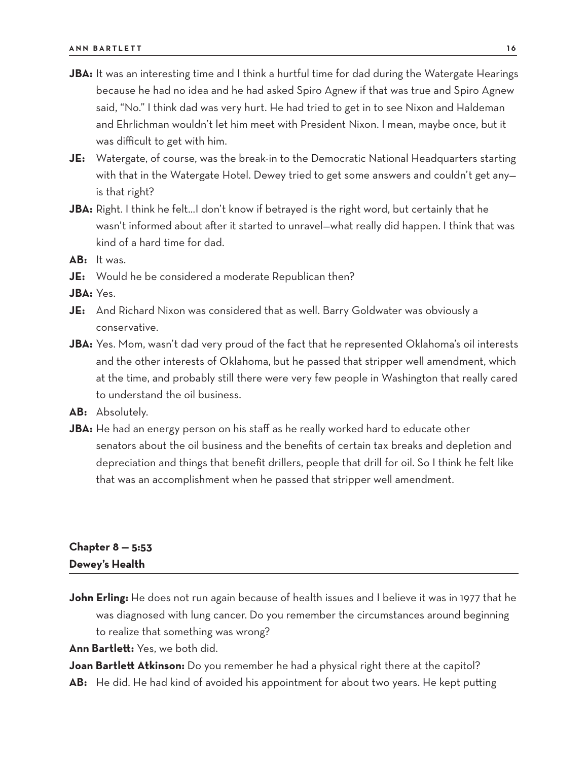**JBA:** It was an interesting time and I think a hurtful time for dad during the Watergate Hearings because he had no idea and he had asked Spiro Agnew if that was true and Spiro Agnew said, "No." I think dad was very hurt. He had tried to get in to see Nixon and Haldeman and Ehrlichman wouldn't let him meet with President Nixon. I mean, maybe once, but it was difficult to get with him.

**JE:** Watergate, of course, was the break-in to the Democratic National Headquarters starting with that in the Watergate Hotel. Dewey tried to get some answers and couldn't get any—is that right?

**JBA:** Right. I think he felt…I don't know if betrayed is the right word, but certainly that he wasn't informed about after it started to unravel—what really did happen. I think that was kind of a hard time for dad.

**AB:** It was.

**JE:** Would he be considered a moderate Republican then?

**JBA:** Yes.

**JE:** And Richard Nixon was considered that as well. Barry Goldwater was obviously a conservative.

**JBA:** Yes. Mom, wasn't dad very proud of the fact that he represented Oklahoma's oil interests and the other interests of Oklahoma, but he passed that stripper well amendment, which at the time, and probably still there were very few people in Washington that really cared to understand the oil business.

**AB:** Absolutely.

**JBA:** He had an energy person on his staff as he really worked hard to educate other senators about the oil business and the benefits of certain tax breaks and depletion and depreciation and things that benefit drillers, people that drill for oil. So I think he felt like that was an accomplishment when he passed that stripper well amendment.

## Chapter 8 — 5:53
## Dewey's Health

**John Erling:** He does not run again because of health issues and I believe it was in 1977 that he was diagnosed with lung cancer. Do you remember the circumstances around beginning to realize that something was wrong?

**Ann Bartlett:** Yes, we both did.

**Joan Bartlett Atkinson:** Do you remember he had a physical right there at the capitol?

**AB:** He did. He had kind of avoided his appointment for about two years. He kept putting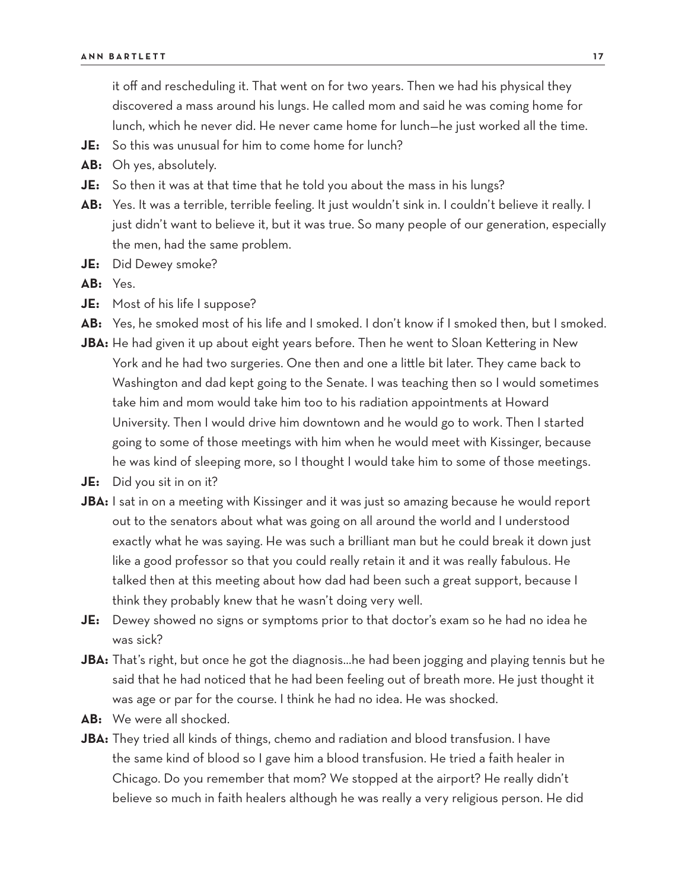it off and rescheduling it. That went on for two years. Then we had his physical they discovered a mass around his lungs. He called mom and said he was coming home for lunch, which he never did. He never came home for lunch—he just worked all the time.

**JE:** So this was unusual for him to come home for lunch?

**AB:** Oh yes, absolutely.

**JE:** So then it was at that time that he told you about the mass in his lungs?

**AB:** Yes. It was a terrible, terrible feeling. It just wouldn't sink in. I couldn't believe it really. I just didn't want to believe it, but it was true. So many people of our generation, especially the men, had the same problem.

**JE:** Did Dewey smoke?

**AB:** Yes.

**JE:** Most of his life I suppose?

**AB:** Yes, he smoked most of his life and I smoked. I don't know if I smoked then, but I smoked.

**JBA:** He had given it up about eight years before. Then he went to Sloan Kettering in New York and he had two surgeries. One then and one a little bit later. They came back to Washington and dad kept going to the Senate. I was teaching then so I would sometimes take him and mom would take him too to his radiation appointments at Howard University. Then I would drive him downtown and he would go to work. Then I started going to some of those meetings with him when he would meet with Kissinger, because he was kind of sleeping more, so I thought I would take him to some of those meetings.

**JE:** Did you sit in on it?

**JBA:** I sat in on a meeting with Kissinger and it was just so amazing because he would report out to the senators about what was going on all around the world and I understood exactly what he was saying. He was such a brilliant man but he could break it down just like a good professor so that you could really retain it and it was really fabulous. He talked then at this meeting about how dad had been such a great support, because I think they probably knew that he wasn't doing very well.

**JE:** Dewey showed no signs or symptoms prior to that doctor's exam so he had no idea he was sick?

**JBA:** That's right, but once he got the diagnosis…he had been jogging and playing tennis but he said that he had noticed that he had been feeling out of breath more. He just thought it was age or par for the course. I think he had no idea. He was shocked.

**AB:** We were all shocked.

**JBA:** They tried all kinds of things, chemo and radiation and blood transfusion. I have the same kind of blood so I gave him a blood transfusion. He tried a faith healer in Chicago. Do you remember that mom? We stopped at the airport? He really didn't believe so much in faith healers although he was really a very religious person. He did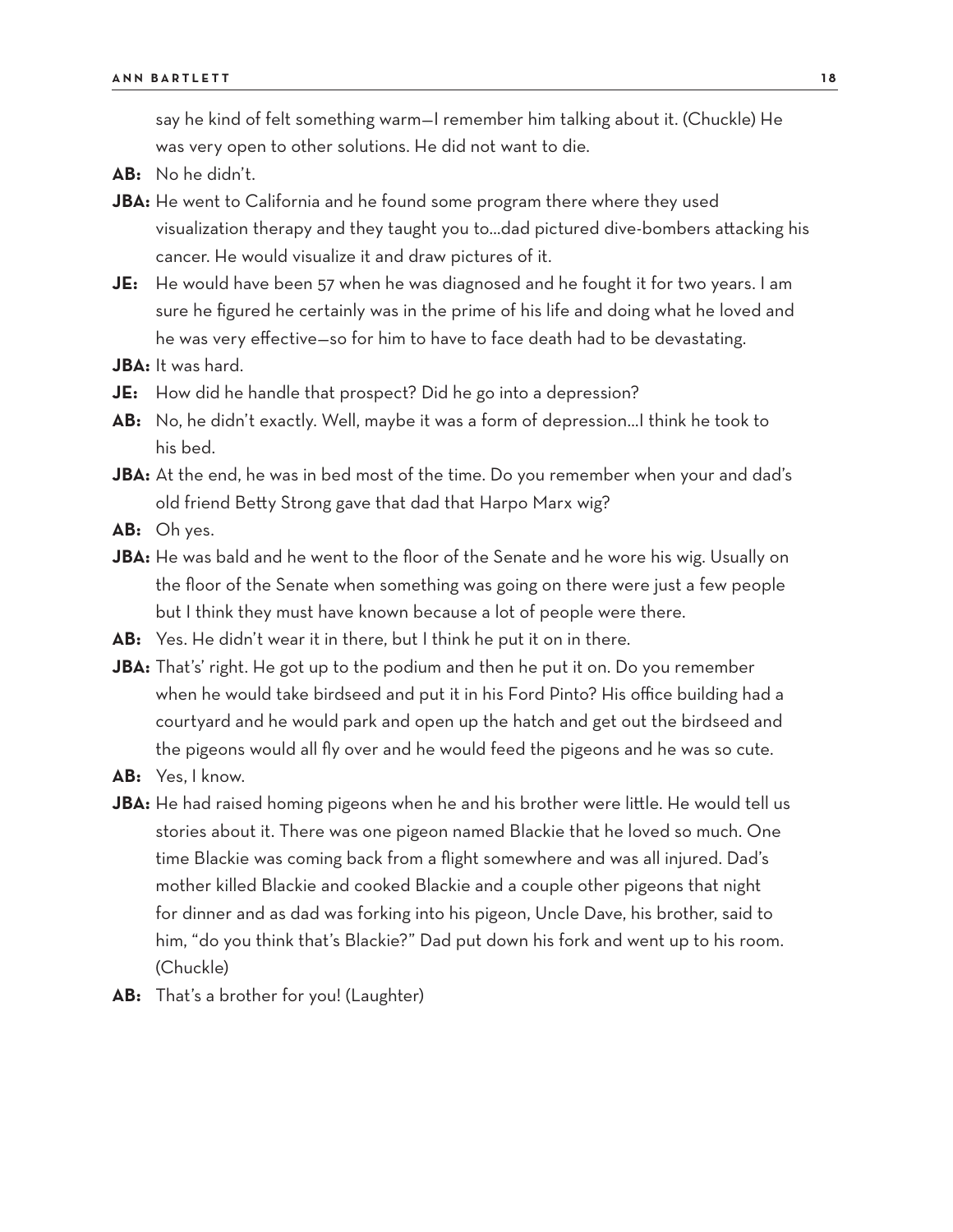say he kind of felt something warm—I remember him talking about it. (Chuckle) He was very open to other solutions. He did not want to die.

**AB:** No he didn't.

**JBA:** He went to California and he found some program there where they used visualization therapy and they taught you to...dad pictured dive-bombers attacking his cancer. He would visualize it and draw pictures of it.

**JE:** He would have been 57 when he was diagnosed and he fought it for two years. I am sure he figured he certainly was in the prime of his life and doing what he loved and he was very effective—so for him to have to face death had to be devastating.

**JBA:** It was hard.

**JE:** How did he handle that prospect? Did he go into a depression?

**AB:** No, he didn't exactly. Well, maybe it was a form of depression...I think he took to his bed.

**JBA:** At the end, he was in bed most of the time. Do you remember when your and dad's old friend Betty Strong gave that dad that Harpo Marx wig?

**AB:** Oh yes.

**JBA:** He was bald and he went to the floor of the Senate and he wore his wig. Usually on the floor of the Senate when something was going on there were just a few people but I think they must have known because a lot of people were there.

**AB:** Yes. He didn't wear it in there, but I think he put it on in there.

**JBA:** That's' right. He got up to the podium and then he put it on. Do you remember when he would take birdseed and put it in his Ford Pinto? His office building had a courtyard and he would park and open up the hatch and get out the birdseed and the pigeons would all fly over and he would feed the pigeons and he was so cute.

**AB:** Yes, I know.

**JBA:** He had raised homing pigeons when he and his brother were little. He would tell us stories about it. There was one pigeon named Blackie that he loved so much. One time Blackie was coming back from a flight somewhere and was all injured. Dad's mother killed Blackie and cooked Blackie and a couple other pigeons that night for dinner and as dad was forking into his pigeon, Uncle Dave, his brother, said to him, "do you think that's Blackie?" Dad put down his fork and went up to his room. (Chuckle)

**AB:** That's a brother for you! (Laughter)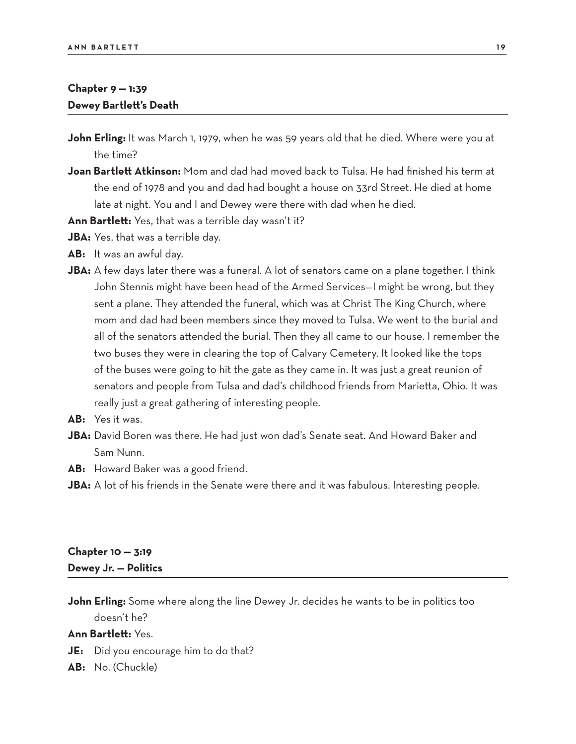## Chapter 9 — 1:39
## Dewey Bartlett's Death

**John Erling:** It was March 1, 1979, when he was 59 years old that he died. Where were you at the time?

**Joan Bartlett Atkinson:** Mom and dad had moved back to Tulsa. He had finished his term at the end of 1978 and you and dad had bought a house on 33rd Street. He died at home late at night. You and I and Dewey were there with dad when he died.

**Ann Bartlett:** Yes, that was a terrible day wasn't it?

**JBA:** Yes, that was a terrible day.

**AB:** It was an awful day.

**JBA:** A few days later there was a funeral. A lot of senators came on a plane together. I think John Stennis might have been head of the Armed Services—I might be wrong, but they sent a plane. They attended the funeral, which was at Christ The King Church, where mom and dad had been members since they moved to Tulsa. We went to the burial and all of the senators attended the burial. Then they all came to our house. I remember the two buses they were in clearing the top of Calvary Cemetery. It looked like the tops of the buses were going to hit the gate as they came in. It was just a great reunion of senators and people from Tulsa and dad's childhood friends from Marietta, Ohio. It was really just a great gathering of interesting people.

**AB:** Yes it was.

**JBA:** David Boren was there. He had just won dad's Senate seat. And Howard Baker and Sam Nunn.

**AB:** Howard Baker was a good friend.

**JBA:** A lot of his friends in the Senate were there and it was fabulous. Interesting people.

## Chapter 10 — 3:19
## Dewey Jr. — Politics

**John Erling:** Some where along the line Dewey Jr. decides he wants to be in politics too doesn't he?

**Ann Bartlett:** Yes.

**JE:** Did you encourage him to do that?

**AB:** No. (Chuckle)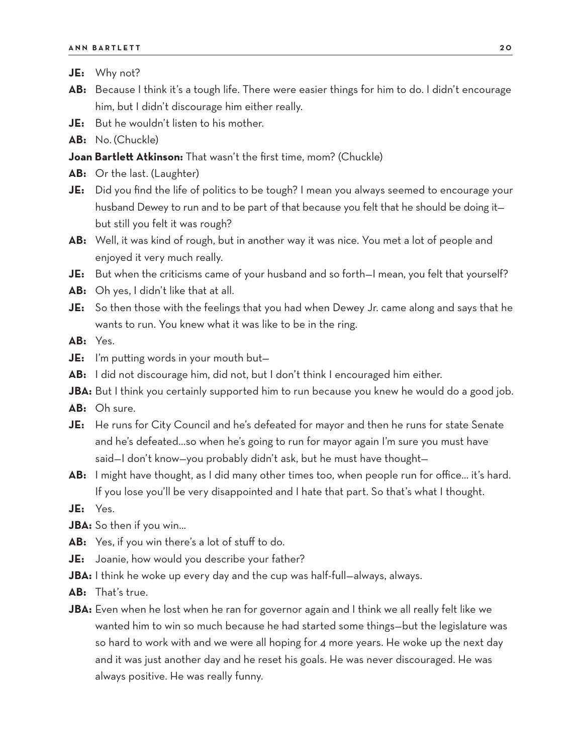**JE:** Why not?

**AB:** Because I think it's a tough life. There were easier things for him to do. I didn't encourage him, but I didn't discourage him either really.

**JE:** But he wouldn't listen to his mother.

**AB:** No. (Chuckle)

**Joan Bartlett Atkinson:** That wasn't the first time, mom? (Chuckle)

**AB:** Or the last. (Laughter)

**JE:** Did you find the life of politics to be tough? I mean you always seemed to encourage your husband Dewey to run and to be part of that because you felt that he should be doing it—but still you felt it was rough?

**AB:** Well, it was kind of rough, but in another way it was nice. You met a lot of people and enjoyed it very much really.

**JE:** But when the criticisms came of your husband and so forth—I mean, you felt that yourself?

**AB:** Oh yes, I didn't like that at all.

**JE:** So then those with the feelings that you had when Dewey Jr. came along and says that he wants to run. You knew what it was like to be in the ring.

**AB:** Yes.

**JE:** I'm putting words in your mouth but—

**AB:** I did not discourage him, did not, but I don't think I encouraged him either.

**JBA:** But I think you certainly supported him to run because you knew he would do a good job.

**AB:** Oh sure.

**JE:** He runs for City Council and he's defeated for mayor and then he runs for state Senate and he's defeated…so when he's going to run for mayor again I'm sure you must have said—I don't know—you probably didn't ask, but he must have thought—

**AB:** I might have thought, as I did many other times too, when people run for office… it's hard. If you lose you'll be very disappointed and I hate that part. So that's what I thought.

**JE:** Yes.

**JBA:** So then if you win…

**AB:** Yes, if you win there's a lot of stuff to do.

**JE:** Joanie, how would you describe your father?

**JBA:** I think he woke up every day and the cup was half-full—always, always.

**AB:** That's true.

**JBA:** Even when he lost when he ran for governor again and I think we all really felt like we wanted him to win so much because he had started some things—but the legislature was so hard to work with and we were all hoping for 4 more years. He woke up the next day and it was just another day and he reset his goals. He was never discouraged. He was always positive. He was really funny.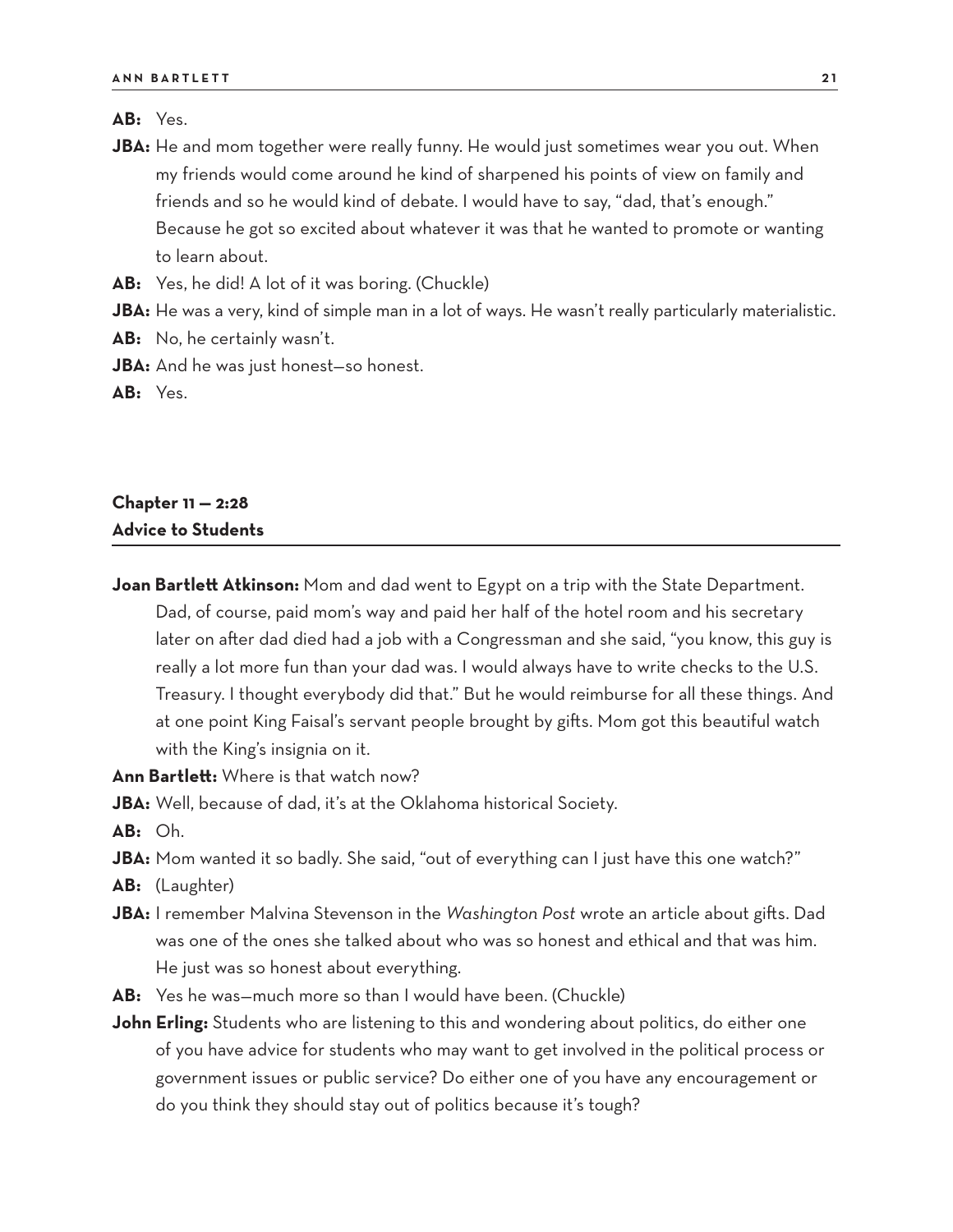**AB:** Yes.

**JBA:** He and mom together were really funny. He would just sometimes wear you out. When my friends would come around he kind of sharpened his points of view on family and friends and so he would kind of debate. I would have to say, "dad, that's enough." Because he got so excited about whatever it was that he wanted to promote or wanting to learn about.

**AB:** Yes, he did! A lot of it was boring. (Chuckle)

**JBA:** He was a very, kind of simple man in a lot of ways. He wasn't really particularly materialistic.

**AB:** No, he certainly wasn't.

**JBA:** And he was just honest—so honest.

**AB:** Yes.

## Chapter 11 — 2:28
## Advice to Students

**Joan Bartlett Atkinson:** Mom and dad went to Egypt on a trip with the State Department. Dad, of course, paid mom's way and paid her half of the hotel room and his secretary later on after dad died had a job with a Congressman and she said, "you know, this guy is really a lot more fun than your dad was. I would always have to write checks to the U.S. Treasury. I thought everybody did that." But he would reimburse for all these things. And at one point King Faisal's servant people brought by gifts. Mom got this beautiful watch with the King's insignia on it.

**Ann Bartlett:** Where is that watch now?

**JBA:** Well, because of dad, it's at the Oklahoma historical Society.

**AB:** Oh.

**JBA:** Mom wanted it so badly. She said, "out of everything can I just have this one watch?"

**AB:** (Laughter)

**JBA:** I remember Malvina Stevenson in the *Washington Post* wrote an article about gifts. Dad was one of the ones she talked about who was so honest and ethical and that was him. He just was so honest about everything.

**AB:** Yes he was—much more so than I would have been. (Chuckle)

**John Erling:** Students who are listening to this and wondering about politics, do either one of you have advice for students who may want to get involved in the political process or government issues or public service? Do either one of you have any encouragement or do you think they should stay out of politics because it's tough?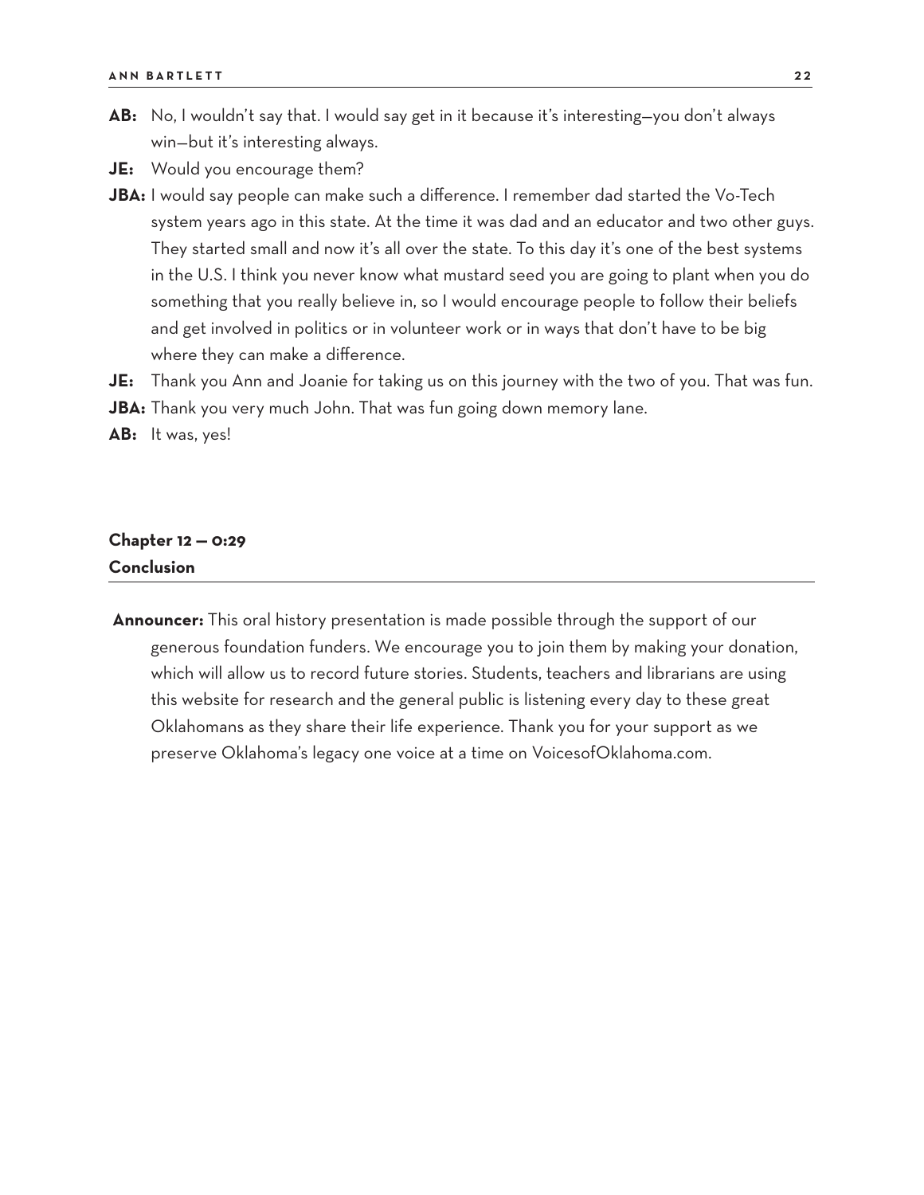**AB:** No, I wouldn't say that. I would say get in it because it's interesting—you don't always win—but it's interesting always.

**JE:** Would you encourage them?

**JBA:** I would say people can make such a difference. I remember dad started the Vo-Tech system years ago in this state. At the time it was dad and an educator and two other guys. They started small and now it's all over the state. To this day it's one of the best systems in the U.S. I think you never know what mustard seed you are going to plant when you do something that you really believe in, so I would encourage people to follow their beliefs and get involved in politics or in volunteer work or in ways that don't have to be big where they can make a difference.

**JE:** Thank you Ann and Joanie for taking us on this journey with the two of you. That was fun.

**JBA:** Thank you very much John. That was fun going down memory lane.

**AB:** It was, yes!

## Chapter 12 — 0:29
## Conclusion

**Announcer:** This oral history presentation is made possible through the support of our generous foundation funders. We encourage you to join them by making your donation, which will allow us to record future stories. Students, teachers and librarians are using this website for research and the general public is listening every day to these great Oklahomans as they share their life experience. Thank you for your support as we preserve Oklahoma's legacy one voice at a time on VoicesofOklahoma.com.